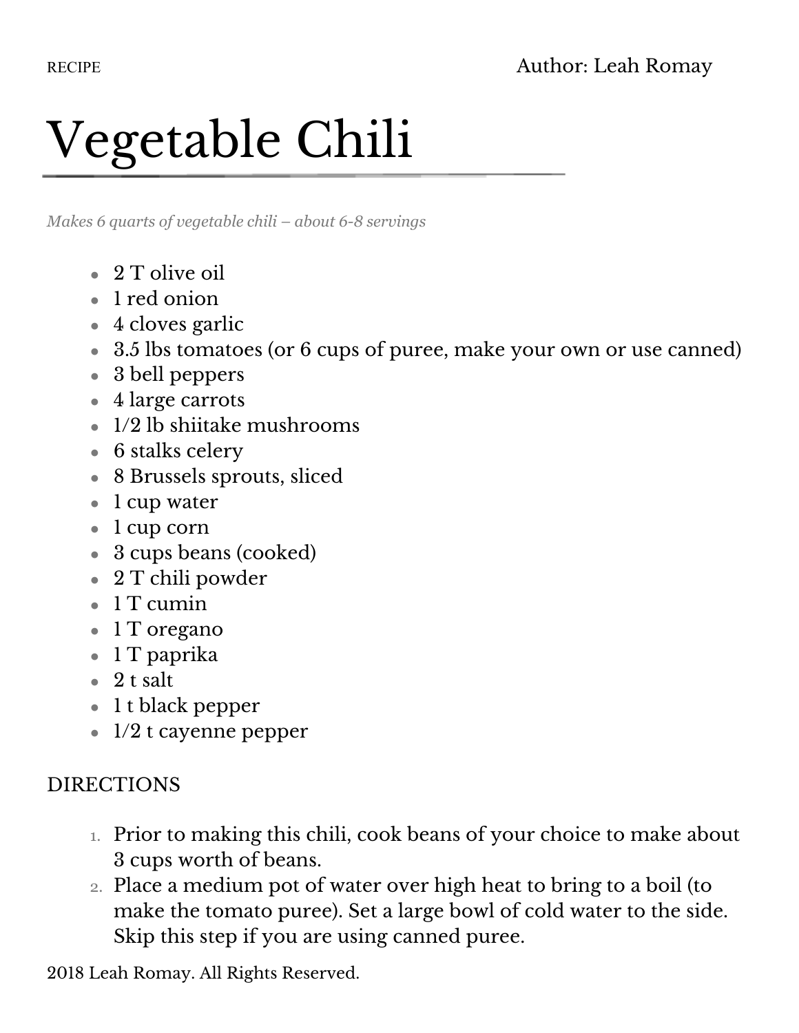RECIPE Author: Leah Romay

# Vegetable Chili

*Makes 6 quarts of vegetable chili – about 6-8 servings*

- 2 T olive oil
- 1 red onion
- 4 cloves garlic
- 3.5 lbs tomatoes (or 6 cups of puree, make your own or use canned)
- 3 bell peppers
- 4 large carrots
- 1/2 lb shiitake mushrooms
- 6 stalks celery
- 8 Brussels sprouts, sliced
- 1 cup water
- 1 cup corn
- 3 cups beans (cooked)
- 2 T chili powder
- 1 T cumin
- 1 T oregano
- 1 T paprika
- 2 t salt
- 1 t black pepper
- 1/2 t cayenne pepper

DIRECTIONS

1. Prior to making this chili, cook beans of your choice to make about 3 cups worth of beans.
2. Place a medium pot of water over high heat to bring to a boil (to make the tomato puree). Set a large bowl of cold water to the side. Skip this step if you are using canned puree.

2018 Leah Romay. All Rights Reserved.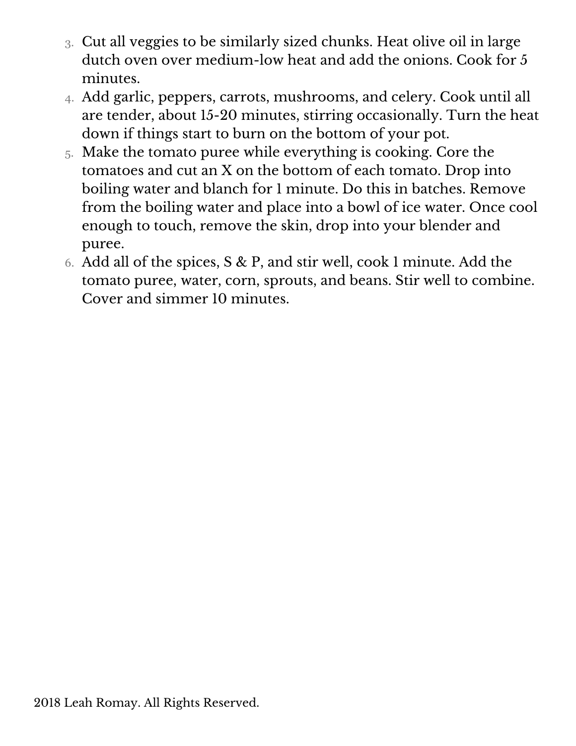3. Cut all veggies to be similarly sized chunks. Heat olive oil in large dutch oven over medium-low heat and add the onions. Cook for 5 minutes.
4. Add garlic, peppers, carrots, mushrooms, and celery. Cook until all are tender, about 15-20 minutes, stirring occasionally. Turn the heat down if things start to burn on the bottom of your pot.
5. Make the tomato puree while everything is cooking. Core the tomatoes and cut an X on the bottom of each tomato. Drop into boiling water and blanch for 1 minute. Do this in batches. Remove from the boiling water and place into a bowl of ice water. Once cool enough to touch, remove the skin, drop into your blender and puree.
6. Add all of the spices, S & P, and stir well, cook 1 minute. Add the tomato puree, water, corn, sprouts, and beans. Stir well to combine. Cover and simmer 10 minutes.

2018 Leah Romay. All Rights Reserved.